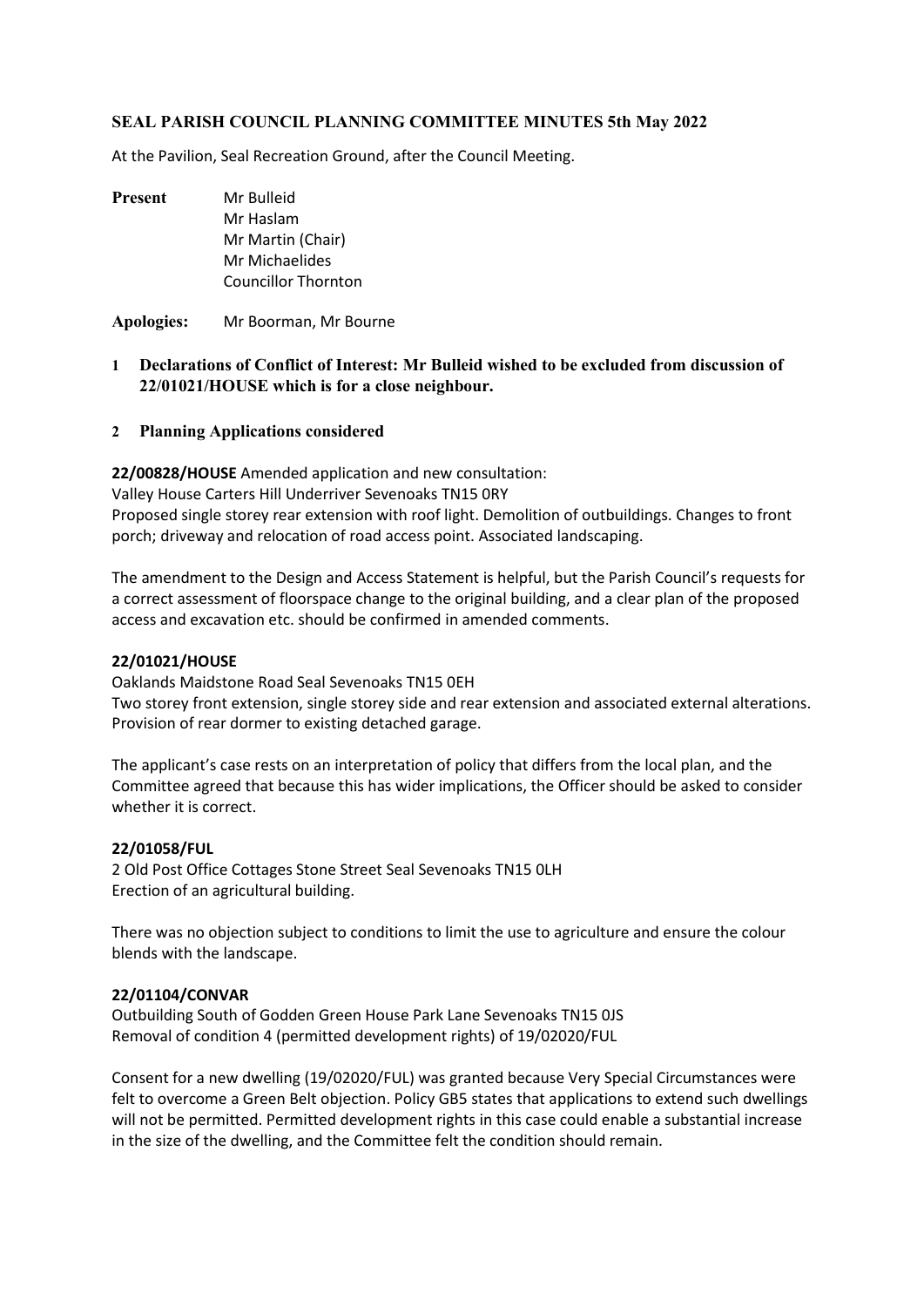## SEAL PARISH COUNCIL PLANNING COMMITTEE MINUTES 5th May 2022

At the Pavilion, Seal Recreation Ground, after the Council Meeting.

**Present** Mr Bulleid
Mr Haslam
Mr Martin (Chair)
Mr Michaelides
Councillor Thornton

**Apologies:** Mr Boorman, Mr Bourne

1. **Declarations of Conflict of Interest: Mr Bulleid wished to be excluded from discussion of 22/01021/HOUSE which is for a close neighbour.**

2. **Planning Applications considered**

**22/00828/HOUSE** Amended application and new consultation:
Valley House Carters Hill Underriver Sevenoaks TN15 0RY
Proposed single storey rear extension with roof light. Demolition of outbuildings. Changes to front porch; driveway and relocation of road access point. Associated landscaping.

The amendment to the Design and Access Statement is helpful, but the Parish Council's requests for a correct assessment of floorspace change to the original building, and a clear plan of the proposed access and excavation etc. should be confirmed in amended comments.

**22/01021/HOUSE**
Oaklands Maidstone Road Seal Sevenoaks TN15 0EH
Two storey front extension, single storey side and rear extension and associated external alterations. Provision of rear dormer to existing detached garage.

The applicant's case rests on an interpretation of policy that differs from the local plan, and the Committee agreed that because this has wider implications, the Officer should be asked to consider whether it is correct.

**22/01058/FUL**
2 Old Post Office Cottages Stone Street Seal Sevenoaks TN15 0LH
Erection of an agricultural building.

There was no objection subject to conditions to limit the use to agriculture and ensure the colour blends with the landscape.

**22/01104/CONVAR**
Outbuilding South of Godden Green House Park Lane Sevenoaks TN15 0JS
Removal of condition 4 (permitted development rights) of 19/02020/FUL

Consent for a new dwelling (19/02020/FUL) was granted because Very Special Circumstances were felt to overcome a Green Belt objection. Policy GB5 states that applications to extend such dwellings will not be permitted. Permitted development rights in this case could enable a substantial increase in the size of the dwelling, and the Committee felt the condition should remain.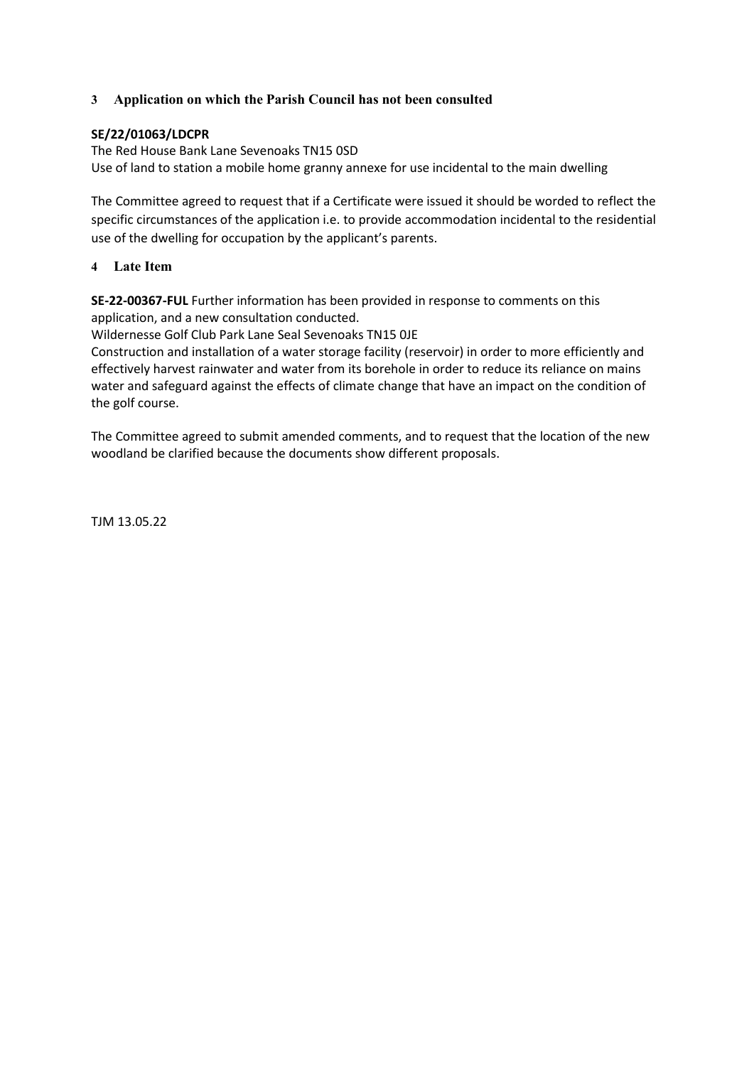## 3 Application on which the Parish Council has not been consulted

**SE/22/01063/LDCPR**

The Red House Bank Lane Sevenoaks TN15 0SD
Use of land to station a mobile home granny annexe for use incidental to the main dwelling

The Committee agreed to request that if a Certificate were issued it should be worded to reflect the specific circumstances of the application i.e. to provide accommodation incidental to the residential use of the dwelling for occupation by the applicant's parents.

## 4 Late Item

**SE-22-00367-FUL** Further information has been provided in response to comments on this application, and a new consultation conducted.
Wildernesse Golf Club Park Lane Seal Sevenoaks TN15 0JE
Construction and installation of a water storage facility (reservoir) in order to more efficiently and effectively harvest rainwater and water from its borehole in order to reduce its reliance on mains water and safeguard against the effects of climate change that have an impact on the condition of the golf course.

The Committee agreed to submit amended comments, and to request that the location of the new woodland be clarified because the documents show different proposals.

TJM 13.05.22